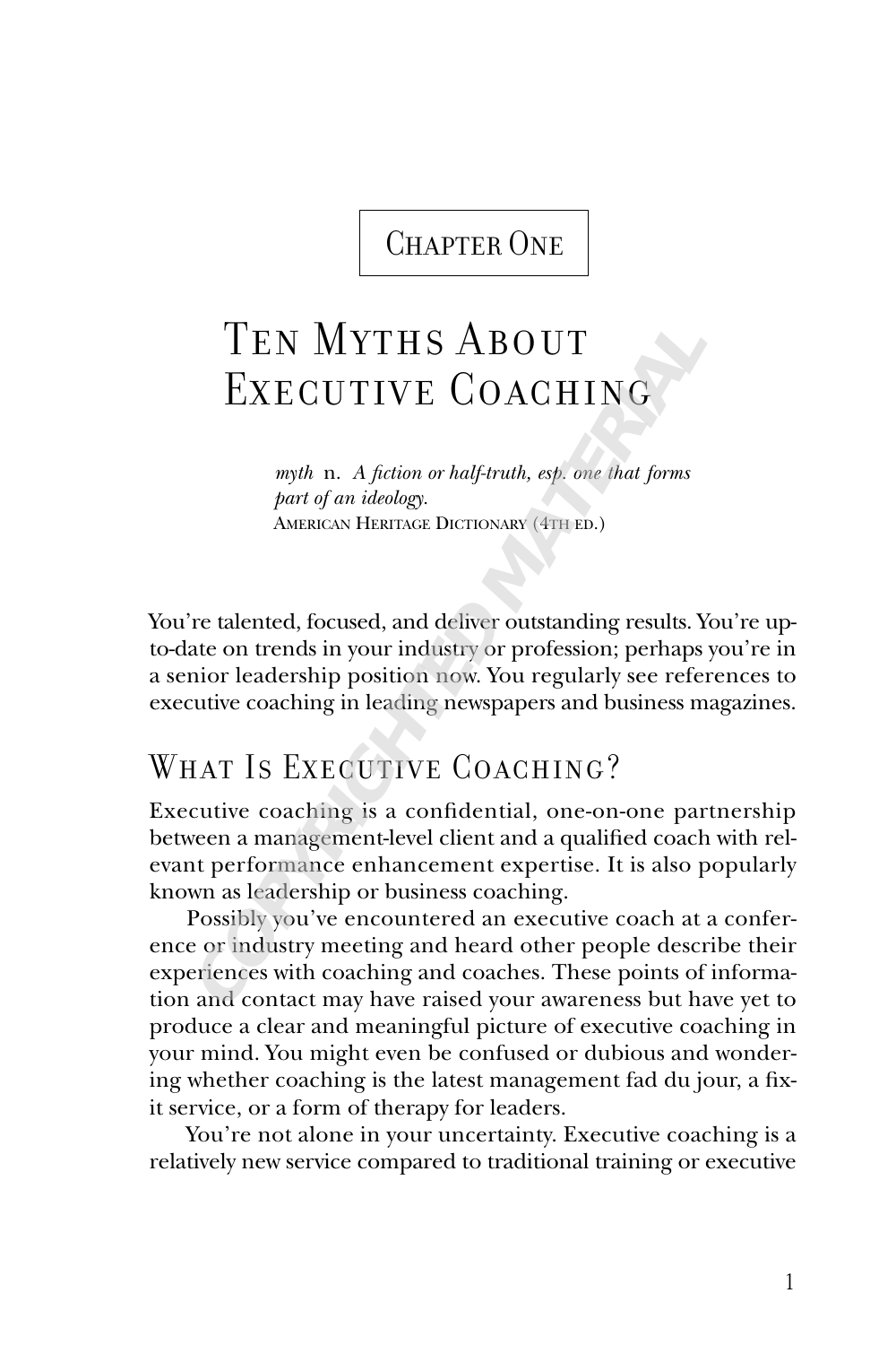Chapter One

# Ten Myths About Executive Coaching

> *myth* n. *A fiction or half-truth, esp. one that forms part of an ideology.*
> American Heritage Dictionary (4th ed.)

You're talented, focused, and deliver outstanding results. You're up-to-date on trends in your industry or profession; perhaps you're in a senior leadership position now. You regularly see references to executive coaching in leading newspapers and business magazines.

## What Is Executive Coaching?

Executive coaching is a confidential, one-on-one partnership between a management-level client and a qualified coach with relevant performance enhancement expertise. It is also popularly known as leadership or business coaching.

Possibly you've encountered an executive coach at a conference or industry meeting and heard other people describe their experiences with coaching and coaches. These points of information and contact may have raised your awareness but have yet to produce a clear and meaningful picture of executive coaching in your mind. You might even be confused or dubious and wondering whether coaching is the latest management fad du jour, a fix-it service, or a form of therapy for leaders.

You're not alone in your uncertainty. Executive coaching is a relatively new service compared to traditional training or executive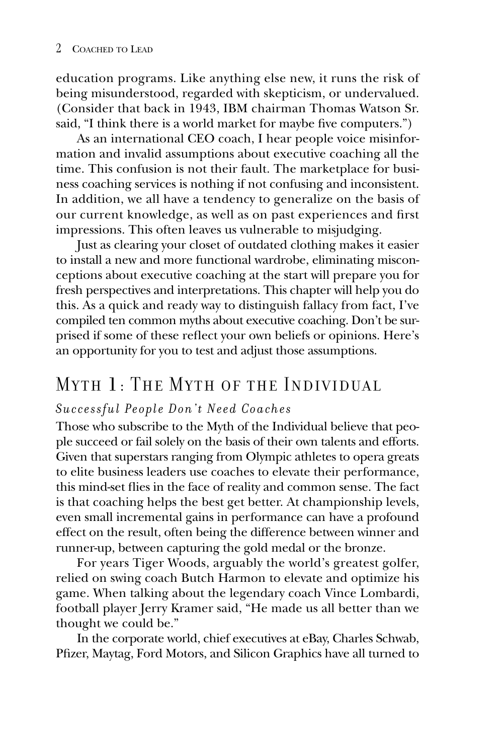education programs. Like anything else new, it runs the risk of being misunderstood, regarded with skepticism, or undervalued. (Consider that back in 1943, IBM chairman Thomas Watson Sr. said, "I think there is a world market for maybe five computers.")

As an international CEO coach, I hear people voice misinformation and invalid assumptions about executive coaching all the time. This confusion is not their fault. The marketplace for business coaching services is nothing if not confusing and inconsistent. In addition, we all have a tendency to generalize on the basis of our current knowledge, as well as on past experiences and first impressions. This often leaves us vulnerable to misjudging.

Just as clearing your closet of outdated clothing makes it easier to install a new and more functional wardrobe, eliminating misconceptions about executive coaching at the start will prepare you for fresh perspectives and interpretations. This chapter will help you do this. As a quick and ready way to distinguish fallacy from fact, I've compiled ten common myths about executive coaching. Don't be surprised if some of these reflect your own beliefs or opinions. Here's an opportunity for you to test and adjust those assumptions.

## Myth 1: The Myth of the Individual

### *Successful People Don't Need Coaches*

Those who subscribe to the Myth of the Individual believe that people succeed or fail solely on the basis of their own talents and efforts. Given that superstars ranging from Olympic athletes to opera greats to elite business leaders use coaches to elevate their performance, this mind-set flies in the face of reality and common sense. The fact is that coaching helps the best get better. At championship levels, even small incremental gains in performance can have a profound effect on the result, often being the difference between winner and runner-up, between capturing the gold medal or the bronze.

For years Tiger Woods, arguably the world's greatest golfer, relied on swing coach Butch Harmon to elevate and optimize his game. When talking about the legendary coach Vince Lombardi, football player Jerry Kramer said, "He made us all better than we thought we could be."

In the corporate world, chief executives at eBay, Charles Schwab, Pfizer, Maytag, Ford Motors, and Silicon Graphics have all turned to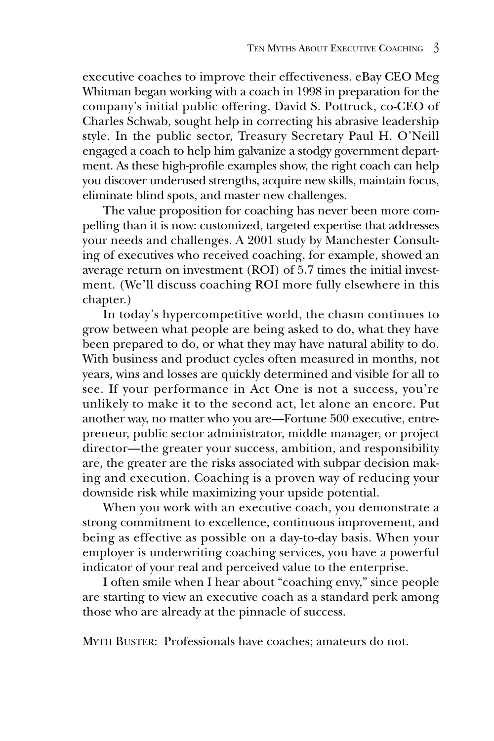executive coaches to improve their effectiveness. eBay CEO Meg Whitman began working with a coach in 1998 in preparation for the company's initial public offering. David S. Pottruck, co-CEO of Charles Schwab, sought help in correcting his abrasive leadership style. In the public sector, Treasury Secretary Paul H. O'Neill engaged a coach to help him galvanize a stodgy government department. As these high-profile examples show, the right coach can help you discover underused strengths, acquire new skills, maintain focus, eliminate blind spots, and master new challenges.

The value proposition for coaching has never been more compelling than it is now: customized, targeted expertise that addresses your needs and challenges. A 2001 study by Manchester Consulting of executives who received coaching, for example, showed an average return on investment (ROI) of 5.7 times the initial investment. (We'll discuss coaching ROI more fully elsewhere in this chapter.)

In today's hypercompetitive world, the chasm continues to grow between what people are being asked to do, what they have been prepared to do, or what they may have natural ability to do. With business and product cycles often measured in months, not years, wins and losses are quickly determined and visible for all to see. If your performance in Act One is not a success, you're unlikely to make it to the second act, let alone an encore. Put another way, no matter who you are—Fortune 500 executive, entrepreneur, public sector administrator, middle manager, or project director—the greater your success, ambition, and responsibility are, the greater are the risks associated with subpar decision making and execution. Coaching is a proven way of reducing your downside risk while maximizing your upside potential.

When you work with an executive coach, you demonstrate a strong commitment to excellence, continuous improvement, and being as effective as possible on a day-to-day basis. When your employer is underwriting coaching services, you have a powerful indicator of your real and perceived value to the enterprise.

I often smile when I hear about "coaching envy," since people are starting to view an executive coach as a standard perk among those who are already at the pinnacle of success.

MYTH BUSTER: Professionals have coaches; amateurs do not.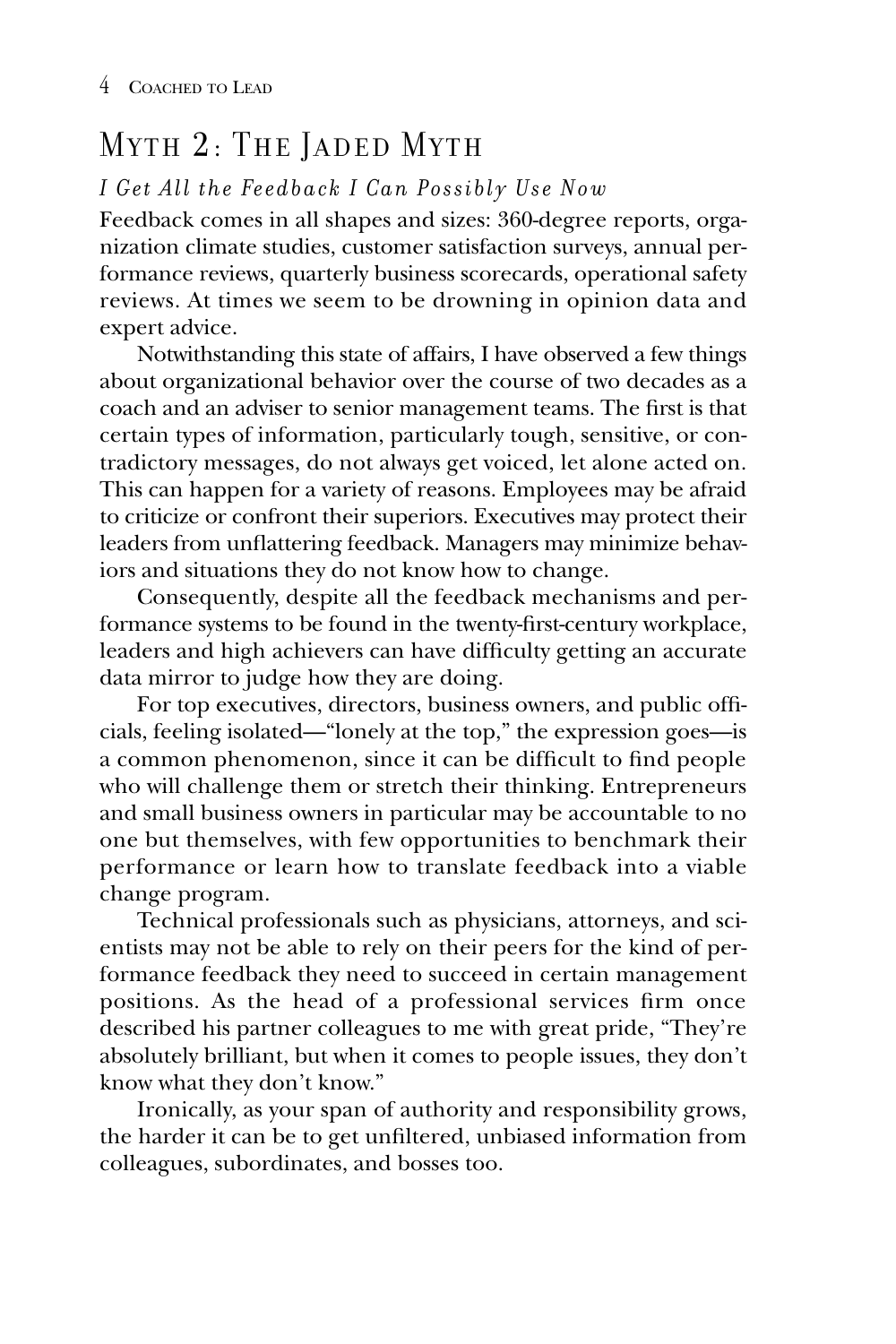## Myth 2: The Jaded Myth

*I Get All the Feedback I Can Possibly Use Now*

Feedback comes in all shapes and sizes: 360-degree reports, organization climate studies, customer satisfaction surveys, annual performance reviews, quarterly business scorecards, operational safety reviews. At times we seem to be drowning in opinion data and expert advice.

Notwithstanding this state of affairs, I have observed a few things about organizational behavior over the course of two decades as a coach and an adviser to senior management teams. The first is that certain types of information, particularly tough, sensitive, or contradictory messages, do not always get voiced, let alone acted on. This can happen for a variety of reasons. Employees may be afraid to criticize or confront their superiors. Executives may protect their leaders from unflattering feedback. Managers may minimize behaviors and situations they do not know how to change.

Consequently, despite all the feedback mechanisms and performance systems to be found in the twenty-first-century workplace, leaders and high achievers can have difficulty getting an accurate data mirror to judge how they are doing.

For top executives, directors, business owners, and public officials, feeling isolated—"lonely at the top," the expression goes—is a common phenomenon, since it can be difficult to find people who will challenge them or stretch their thinking. Entrepreneurs and small business owners in particular may be accountable to no one but themselves, with few opportunities to benchmark their performance or learn how to translate feedback into a viable change program.

Technical professionals such as physicians, attorneys, and scientists may not be able to rely on their peers for the kind of performance feedback they need to succeed in certain management positions. As the head of a professional services firm once described his partner colleagues to me with great pride, "They're absolutely brilliant, but when it comes to people issues, they don't know what they don't know."

Ironically, as your span of authority and responsibility grows, the harder it can be to get unfiltered, unbiased information from colleagues, subordinates, and bosses too.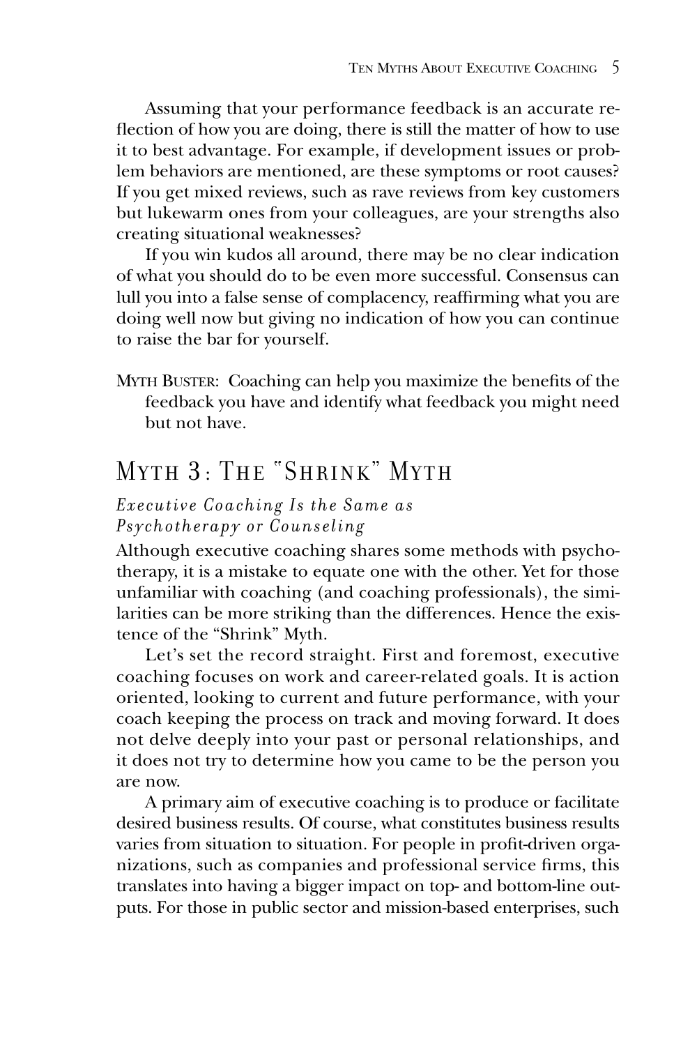Assuming that your performance feedback is an accurate reflection of how you are doing, there is still the matter of how to use it to best advantage. For example, if development issues or problem behaviors are mentioned, are these symptoms or root causes? If you get mixed reviews, such as rave reviews from key customers but lukewarm ones from your colleagues, are your strengths also creating situational weaknesses?

If you win kudos all around, there may be no clear indication of what you should do to be even more successful. Consensus can lull you into a false sense of complacency, reaffirming what you are doing well now but giving no indication of how you can continue to raise the bar for yourself.

MYTH BUSTER: Coaching can help you maximize the benefits of the feedback you have and identify what feedback you might need but not have.

## Myth 3: The "Shrink" Myth

### *Executive Coaching Is the Same as Psychotherapy or Counseling*

Although executive coaching shares some methods with psychotherapy, it is a mistake to equate one with the other. Yet for those unfamiliar with coaching (and coaching professionals), the similarities can be more striking than the differences. Hence the existence of the "Shrink" Myth.

Let's set the record straight. First and foremost, executive coaching focuses on work and career-related goals. It is action oriented, looking to current and future performance, with your coach keeping the process on track and moving forward. It does not delve deeply into your past or personal relationships, and it does not try to determine how you came to be the person you are now.

A primary aim of executive coaching is to produce or facilitate desired business results. Of course, what constitutes business results varies from situation to situation. For people in profit-driven organizations, such as companies and professional service firms, this translates into having a bigger impact on top- and bottom-line outputs. For those in public sector and mission-based enterprises, such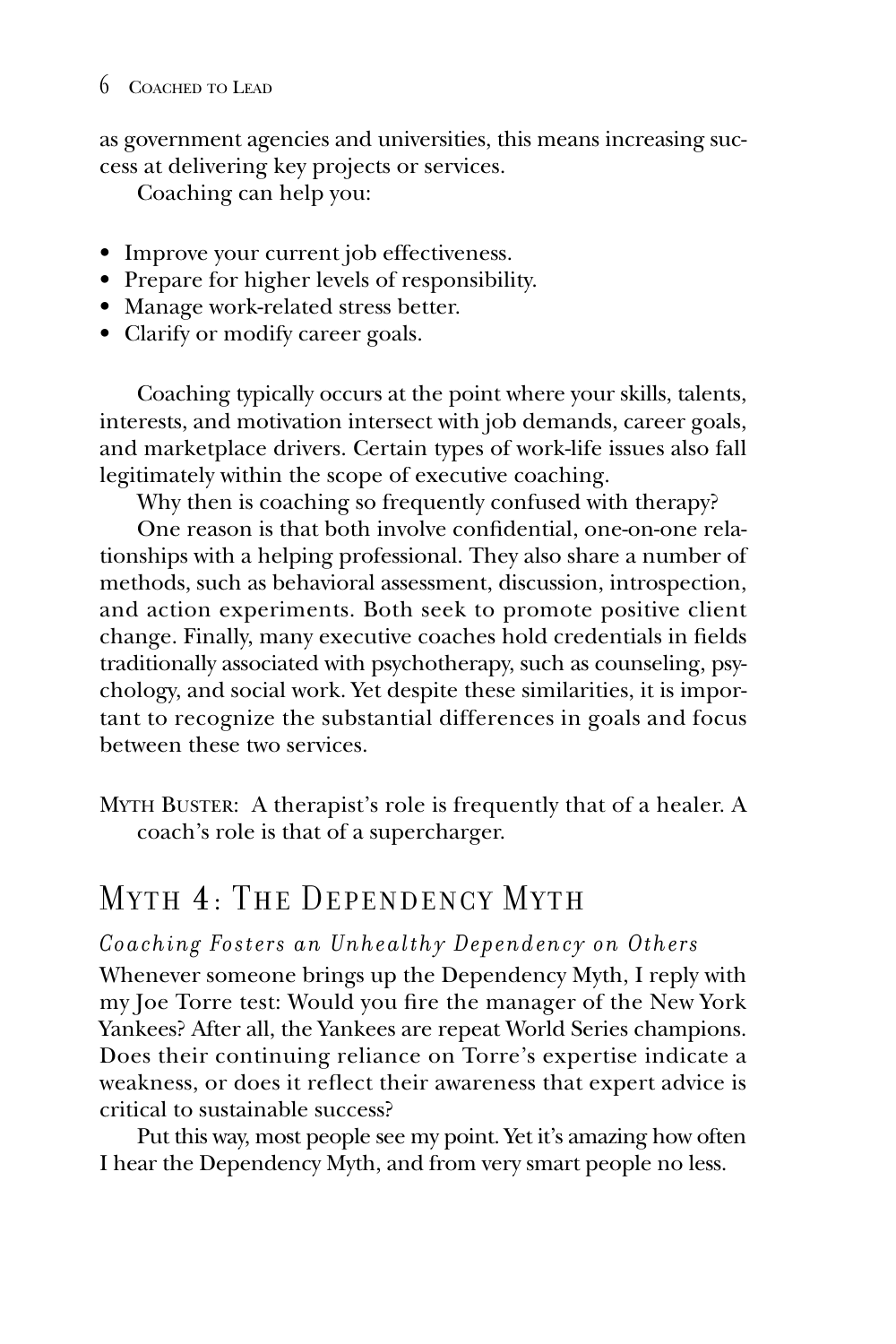as government agencies and universities, this means increasing success at delivering key projects or services.

Coaching can help you:

- Improve your current job effectiveness.
- Prepare for higher levels of responsibility.
- Manage work-related stress better.
- Clarify or modify career goals.

Coaching typically occurs at the point where your skills, talents, interests, and motivation intersect with job demands, career goals, and marketplace drivers. Certain types of work-life issues also fall legitimately within the scope of executive coaching.

Why then is coaching so frequently confused with therapy?

One reason is that both involve confidential, one-on-one relationships with a helping professional. They also share a number of methods, such as behavioral assessment, discussion, introspection, and action experiments. Both seek to promote positive client change. Finally, many executive coaches hold credentials in fields traditionally associated with psychotherapy, such as counseling, psychology, and social work. Yet despite these similarities, it is important to recognize the substantial differences in goals and focus between these two services.

MYTH BUSTER: A therapist's role is frequently that of a healer. A coach's role is that of a supercharger.

## Myth 4: The Dependency Myth

*Coaching Fosters an Unhealthy Dependency on Others*

Whenever someone brings up the Dependency Myth, I reply with my Joe Torre test: Would you fire the manager of the New York Yankees? After all, the Yankees are repeat World Series champions. Does their continuing reliance on Torre's expertise indicate a weakness, or does it reflect their awareness that expert advice is critical to sustainable success?

Put this way, most people see my point. Yet it's amazing how often I hear the Dependency Myth, and from very smart people no less.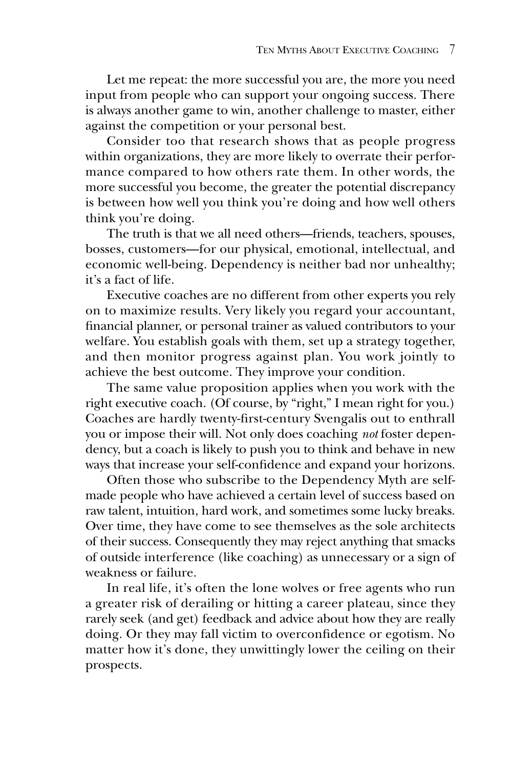Let me repeat: the more successful you are, the more you need input from people who can support your ongoing success. There is always another game to win, another challenge to master, either against the competition or your personal best.

Consider too that research shows that as people progress within organizations, they are more likely to overrate their performance compared to how others rate them. In other words, the more successful you become, the greater the potential discrepancy is between how well you think you're doing and how well others think you're doing.

The truth is that we all need others—friends, teachers, spouses, bosses, customers—for our physical, emotional, intellectual, and economic well-being. Dependency is neither bad nor unhealthy; it's a fact of life.

Executive coaches are no different from other experts you rely on to maximize results. Very likely you regard your accountant, financial planner, or personal trainer as valued contributors to your welfare. You establish goals with them, set up a strategy together, and then monitor progress against plan. You work jointly to achieve the best outcome. They improve your condition.

The same value proposition applies when you work with the right executive coach. (Of course, by "right," I mean right for you.) Coaches are hardly twenty-first-century Svengalis out to enthrall you or impose their will. Not only does coaching *not* foster dependency, but a coach is likely to push you to think and behave in new ways that increase your self-confidence and expand your horizons.

Often those who subscribe to the Dependency Myth are self-made people who have achieved a certain level of success based on raw talent, intuition, hard work, and sometimes some lucky breaks. Over time, they have come to see themselves as the sole architects of their success. Consequently they may reject anything that smacks of outside interference (like coaching) as unnecessary or a sign of weakness or failure.

In real life, it's often the lone wolves or free agents who run a greater risk of derailing or hitting a career plateau, since they rarely seek (and get) feedback and advice about how they are really doing. Or they may fall victim to overconfidence or egotism. No matter how it's done, they unwittingly lower the ceiling on their prospects.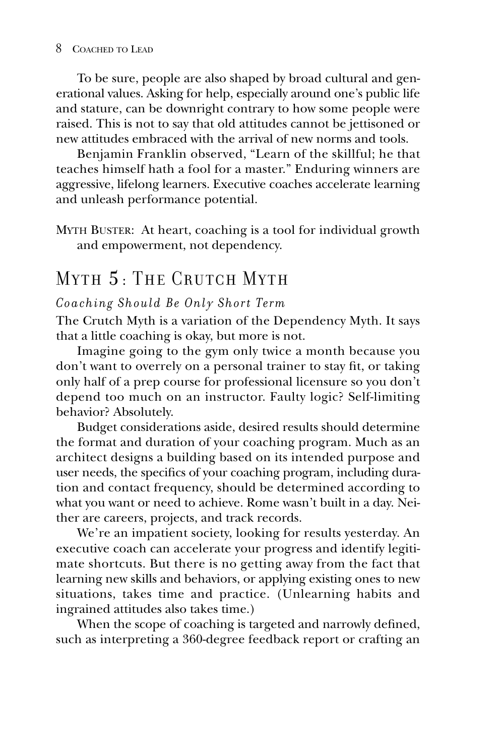To be sure, people are also shaped by broad cultural and generational values. Asking for help, especially around one's public life and stature, can be downright contrary to how some people were raised. This is not to say that old attitudes cannot be jettisoned or new attitudes embraced with the arrival of new norms and tools.

Benjamin Franklin observed, "Learn of the skillful; he that teaches himself hath a fool for a master." Enduring winners are aggressive, lifelong learners. Executive coaches accelerate learning and unleash performance potential.

MYTH BUSTER: At heart, coaching is a tool for individual growth and empowerment, not dependency.

## MYTH 5: THE CRUTCH MYTH

### *Coaching Should Be Only Short Term*

The Crutch Myth is a variation of the Dependency Myth. It says that a little coaching is okay, but more is not.

Imagine going to the gym only twice a month because you don't want to overrely on a personal trainer to stay fit, or taking only half of a prep course for professional licensure so you don't depend too much on an instructor. Faulty logic? Self-limiting behavior? Absolutely.

Budget considerations aside, desired results should determine the format and duration of your coaching program. Much as an architect designs a building based on its intended purpose and user needs, the specifics of your coaching program, including duration and contact frequency, should be determined according to what you want or need to achieve. Rome wasn't built in a day. Neither are careers, projects, and track records.

We're an impatient society, looking for results yesterday. An executive coach can accelerate your progress and identify legitimate shortcuts. But there is no getting away from the fact that learning new skills and behaviors, or applying existing ones to new situations, takes time and practice. (Unlearning habits and ingrained attitudes also takes time.)

When the scope of coaching is targeted and narrowly defined, such as interpreting a 360-degree feedback report or crafting an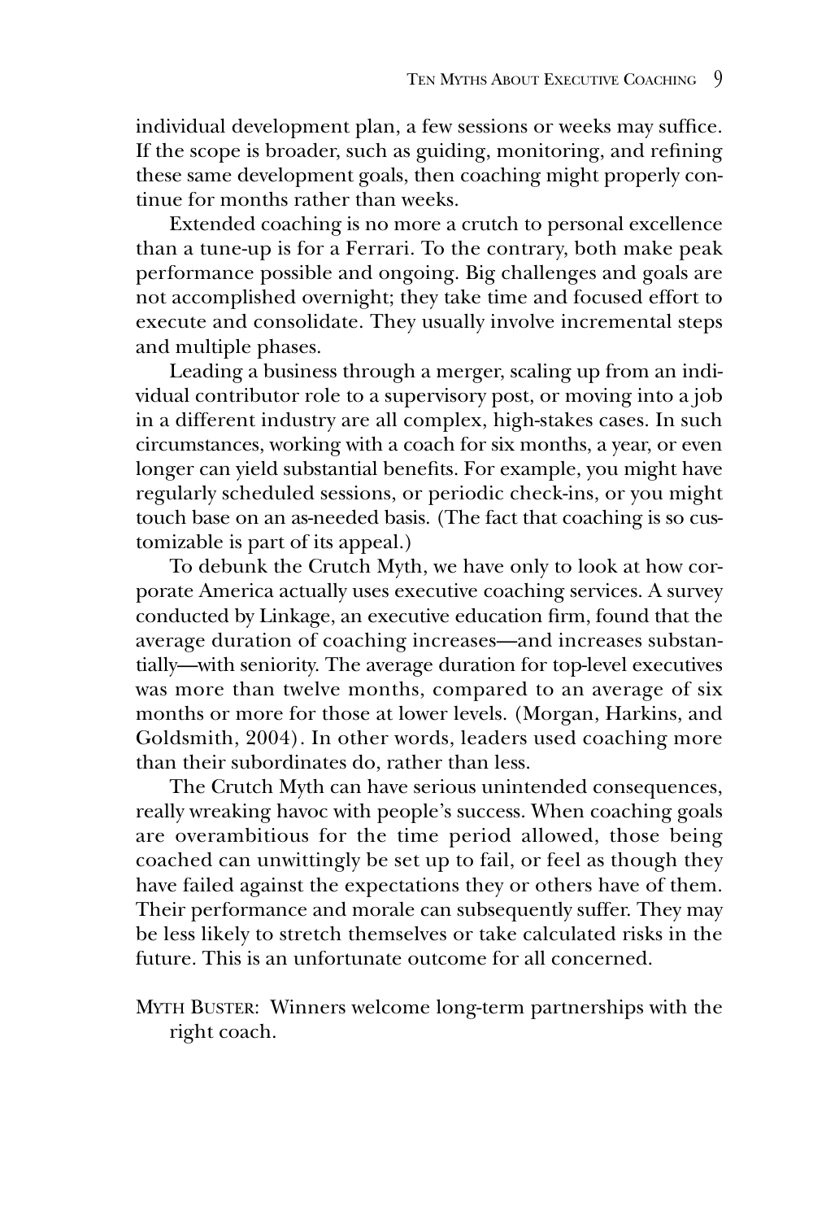individual development plan, a few sessions or weeks may suffice. If the scope is broader, such as guiding, monitoring, and refining these same development goals, then coaching might properly continue for months rather than weeks.

Extended coaching is no more a crutch to personal excellence than a tune-up is for a Ferrari. To the contrary, both make peak performance possible and ongoing. Big challenges and goals are not accomplished overnight; they take time and focused effort to execute and consolidate. They usually involve incremental steps and multiple phases.

Leading a business through a merger, scaling up from an individual contributor role to a supervisory post, or moving into a job in a different industry are all complex, high-stakes cases. In such circumstances, working with a coach for six months, a year, or even longer can yield substantial benefits. For example, you might have regularly scheduled sessions, or periodic check-ins, or you might touch base on an as-needed basis. (The fact that coaching is so customizable is part of its appeal.)

To debunk the Crutch Myth, we have only to look at how corporate America actually uses executive coaching services. A survey conducted by Linkage, an executive education firm, found that the average duration of coaching increases—and increases substantially—with seniority. The average duration for top-level executives was more than twelve months, compared to an average of six months or more for those at lower levels. (Morgan, Harkins, and Goldsmith, 2004). In other words, leaders used coaching more than their subordinates do, rather than less.

The Crutch Myth can have serious unintended consequences, really wreaking havoc with people's success. When coaching goals are overambitious for the time period allowed, those being coached can unwittingly be set up to fail, or feel as though they have failed against the expectations they or others have of them. Their performance and morale can subsequently suffer. They may be less likely to stretch themselves or take calculated risks in the future. This is an unfortunate outcome for all concerned.

Myth Buster: Winners welcome long-term partnerships with the right coach.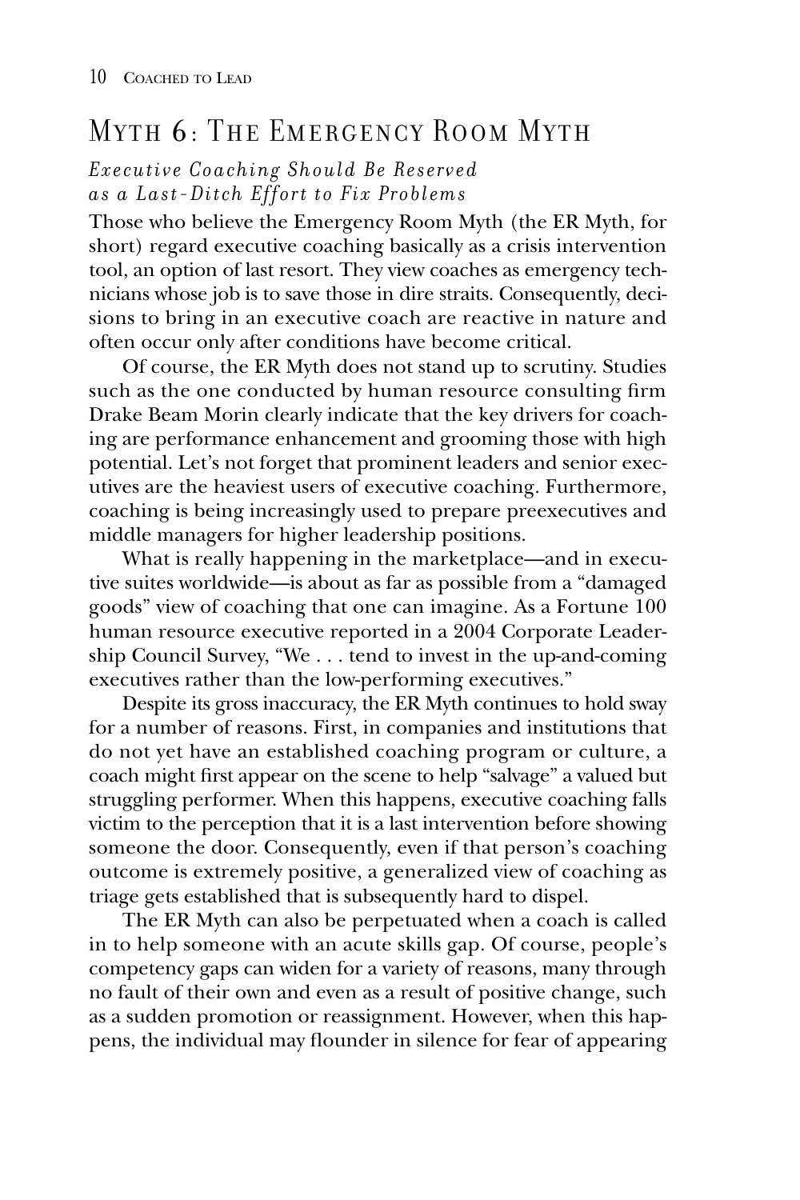## Myth 6: The Emergency Room Myth

### *Executive Coaching Should Be Reserved as a Last-Ditch Effort to Fix Problems*

Those who believe the Emergency Room Myth (the ER Myth, for short) regard executive coaching basically as a crisis intervention tool, an option of last resort. They view coaches as emergency technicians whose job is to save those in dire straits. Consequently, decisions to bring in an executive coach are reactive in nature and often occur only after conditions have become critical.

Of course, the ER Myth does not stand up to scrutiny. Studies such as the one conducted by human resource consulting firm Drake Beam Morin clearly indicate that the key drivers for coaching are performance enhancement and grooming those with high potential. Let's not forget that prominent leaders and senior executives are the heaviest users of executive coaching. Furthermore, coaching is being increasingly used to prepare preexecutives and middle managers for higher leadership positions.

What is really happening in the marketplace—and in executive suites worldwide—is about as far as possible from a "damaged goods" view of coaching that one can imagine. As a Fortune 100 human resource executive reported in a 2004 Corporate Leadership Council Survey, "We . . . tend to invest in the up-and-coming executives rather than the low-performing executives."

Despite its gross inaccuracy, the ER Myth continues to hold sway for a number of reasons. First, in companies and institutions that do not yet have an established coaching program or culture, a coach might first appear on the scene to help "salvage" a valued but struggling performer. When this happens, executive coaching falls victim to the perception that it is a last intervention before showing someone the door. Consequently, even if that person's coaching outcome is extremely positive, a generalized view of coaching as triage gets established that is subsequently hard to dispel.

The ER Myth can also be perpetuated when a coach is called in to help someone with an acute skills gap. Of course, people's competency gaps can widen for a variety of reasons, many through no fault of their own and even as a result of positive change, such as a sudden promotion or reassignment. However, when this happens, the individual may flounder in silence for fear of appearing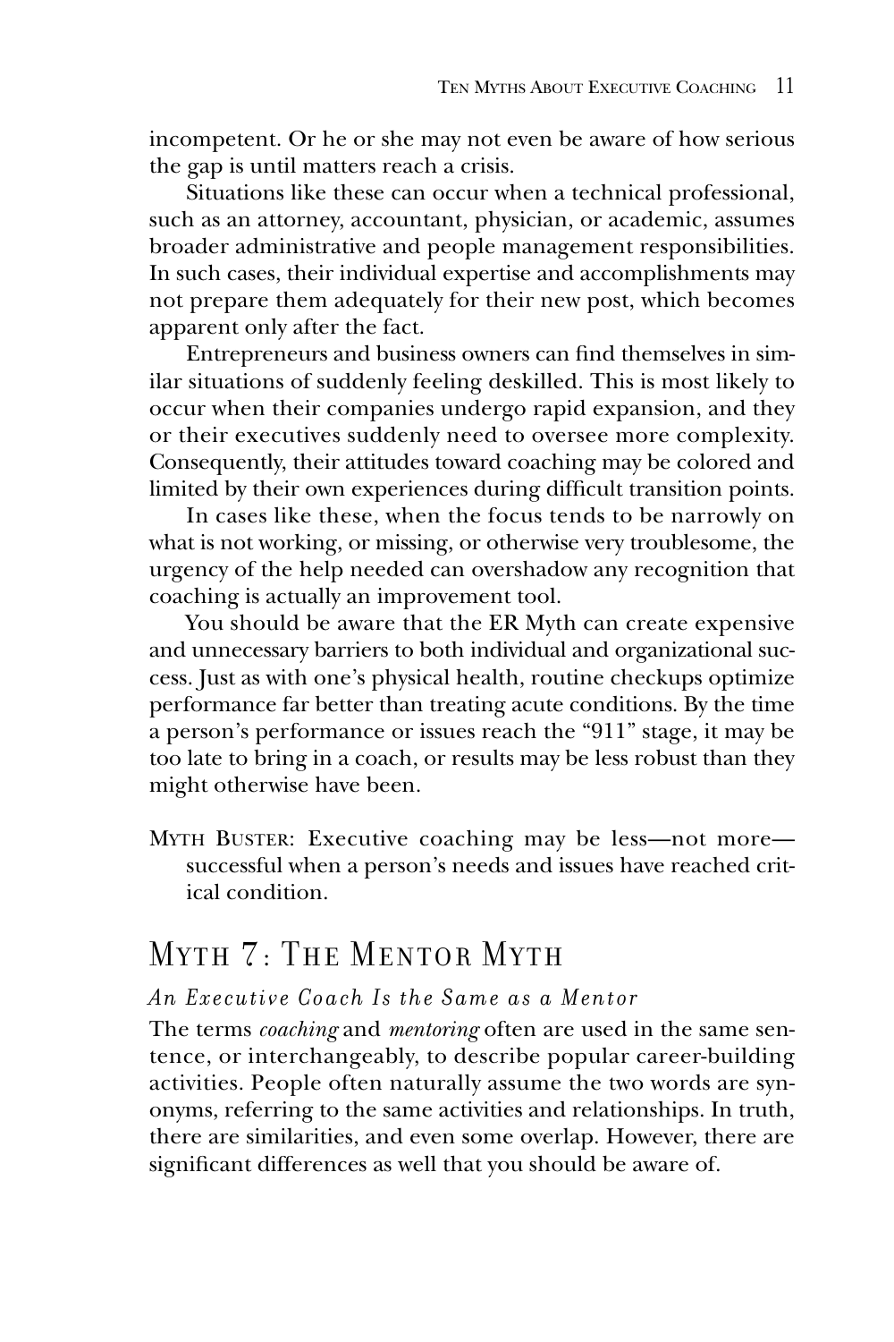incompetent. Or he or she may not even be aware of how serious the gap is until matters reach a crisis.

Situations like these can occur when a technical professional, such as an attorney, accountant, physician, or academic, assumes broader administrative and people management responsibilities. In such cases, their individual expertise and accomplishments may not prepare them adequately for their new post, which becomes apparent only after the fact.

Entrepreneurs and business owners can find themselves in similar situations of suddenly feeling deskilled. This is most likely to occur when their companies undergo rapid expansion, and they or their executives suddenly need to oversee more complexity. Consequently, their attitudes toward coaching may be colored and limited by their own experiences during difficult transition points.

In cases like these, when the focus tends to be narrowly on what is not working, or missing, or otherwise very troublesome, the urgency of the help needed can overshadow any recognition that coaching is actually an improvement tool.

You should be aware that the ER Myth can create expensive and unnecessary barriers to both individual and organizational success. Just as with one's physical health, routine checkups optimize performance far better than treating acute conditions. By the time a person's performance or issues reach the "911" stage, it may be too late to bring in a coach, or results may be less robust than they might otherwise have been.

MYTH BUSTER: Executive coaching may be less—not more—successful when a person's needs and issues have reached critical condition.

## MYTH 7: THE MENTOR MYTH

### *An Executive Coach Is the Same as a Mentor*

The terms *coaching* and *mentoring* often are used in the same sentence, or interchangeably, to describe popular career-building activities. People often naturally assume the two words are synonyms, referring to the same activities and relationships. In truth, there are similarities, and even some overlap. However, there are significant differences as well that you should be aware of.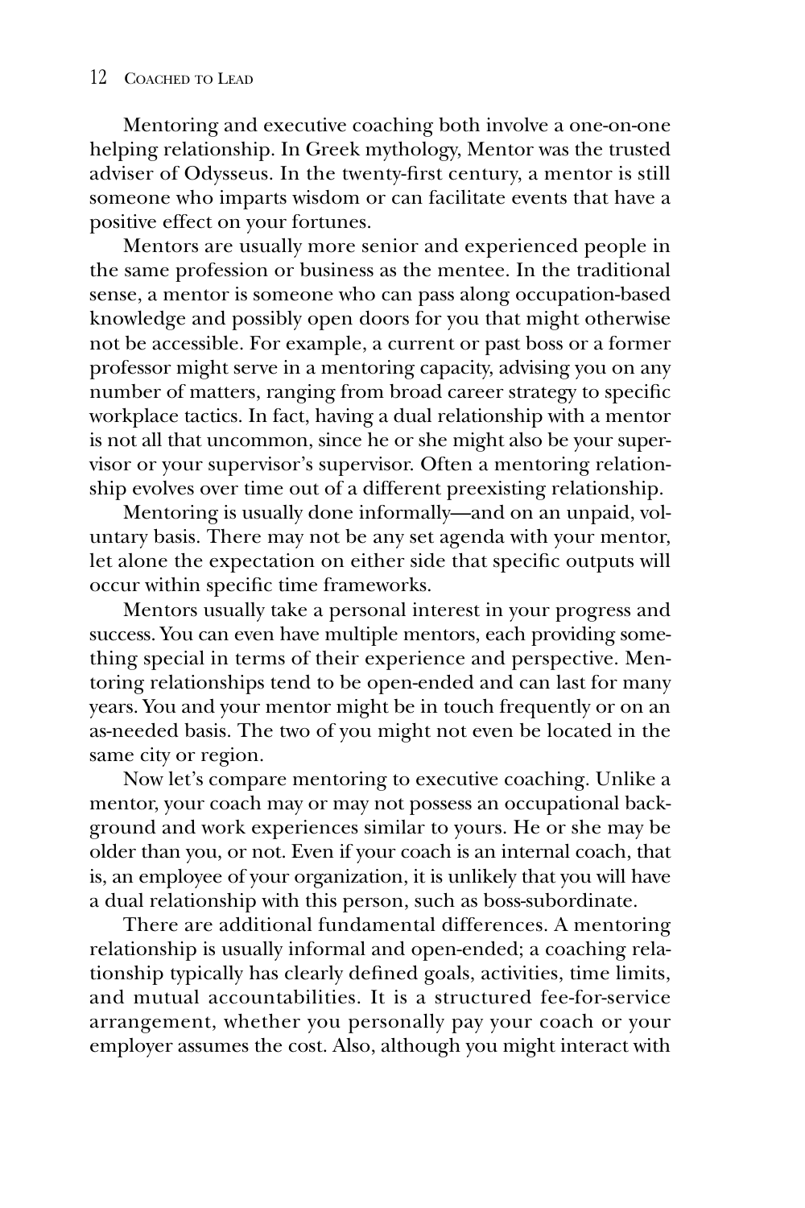Mentoring and executive coaching both involve a one-on-one helping relationship. In Greek mythology, Mentor was the trusted adviser of Odysseus. In the twenty-first century, a mentor is still someone who imparts wisdom or can facilitate events that have a positive effect on your fortunes.

Mentors are usually more senior and experienced people in the same profession or business as the mentee. In the traditional sense, a mentor is someone who can pass along occupation-based knowledge and possibly open doors for you that might otherwise not be accessible. For example, a current or past boss or a former professor might serve in a mentoring capacity, advising you on any number of matters, ranging from broad career strategy to specific workplace tactics. In fact, having a dual relationship with a mentor is not all that uncommon, since he or she might also be your supervisor or your supervisor's supervisor. Often a mentoring relationship evolves over time out of a different preexisting relationship.

Mentoring is usually done informally—and on an unpaid, voluntary basis. There may not be any set agenda with your mentor, let alone the expectation on either side that specific outputs will occur within specific time frameworks.

Mentors usually take a personal interest in your progress and success. You can even have multiple mentors, each providing something special in terms of their experience and perspective. Mentoring relationships tend to be open-ended and can last for many years. You and your mentor might be in touch frequently or on an as-needed basis. The two of you might not even be located in the same city or region.

Now let's compare mentoring to executive coaching. Unlike a mentor, your coach may or may not possess an occupational background and work experiences similar to yours. He or she may be older than you, or not. Even if your coach is an internal coach, that is, an employee of your organization, it is unlikely that you will have a dual relationship with this person, such as boss-subordinate.

There are additional fundamental differences. A mentoring relationship is usually informal and open-ended; a coaching relationship typically has clearly defined goals, activities, time limits, and mutual accountabilities. It is a structured fee-for-service arrangement, whether you personally pay your coach or your employer assumes the cost. Also, although you might interact with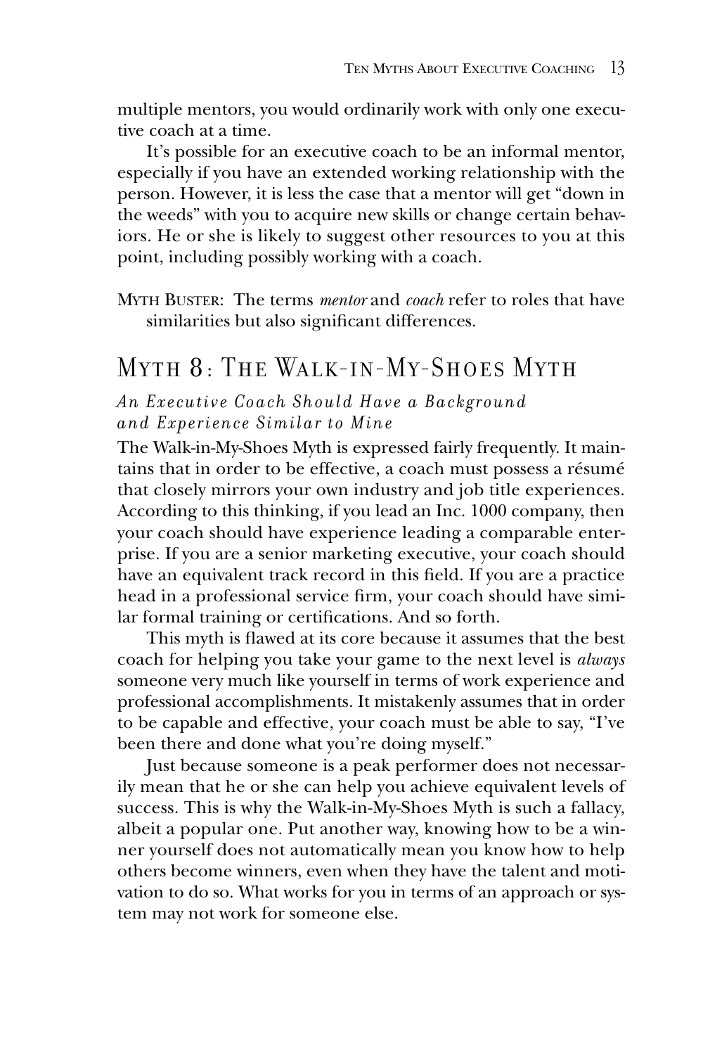multiple mentors, you would ordinarily work with only one executive coach at a time.

It's possible for an executive coach to be an informal mentor, especially if you have an extended working relationship with the person. However, it is less the case that a mentor will get "down in the weeds" with you to acquire new skills or change certain behaviors. He or she is likely to suggest other resources to you at this point, including possibly working with a coach.

MYTH BUSTER: The terms *mentor* and *coach* refer to roles that have similarities but also significant differences.

## MYTH 8: THE WALK-IN-MY-SHOES MYTH

### *An Executive Coach Should Have a Background and Experience Similar to Mine*

The Walk-in-My-Shoes Myth is expressed fairly frequently. It maintains that in order to be effective, a coach must possess a résumé that closely mirrors your own industry and job title experiences. According to this thinking, if you lead an Inc. 1000 company, then your coach should have experience leading a comparable enterprise. If you are a senior marketing executive, your coach should have an equivalent track record in this field. If you are a practice head in a professional service firm, your coach should have similar formal training or certifications. And so forth.

This myth is flawed at its core because it assumes that the best coach for helping you take your game to the next level is *always* someone very much like yourself in terms of work experience and professional accomplishments. It mistakenly assumes that in order to be capable and effective, your coach must be able to say, "I've been there and done what you're doing myself."

Just because someone is a peak performer does not necessarily mean that he or she can help you achieve equivalent levels of success. This is why the Walk-in-My-Shoes Myth is such a fallacy, albeit a popular one. Put another way, knowing how to be a winner yourself does not automatically mean you know how to help others become winners, even when they have the talent and motivation to do so. What works for you in terms of an approach or system may not work for someone else.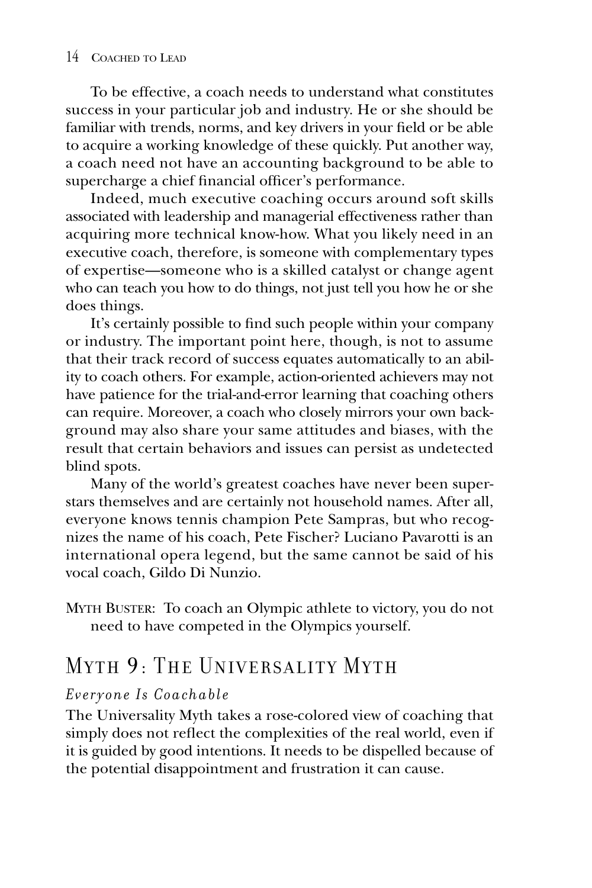To be effective, a coach needs to understand what constitutes success in your particular job and industry. He or she should be familiar with trends, norms, and key drivers in your field or be able to acquire a working knowledge of these quickly. Put another way, a coach need not have an accounting background to be able to supercharge a chief financial officer's performance.

Indeed, much executive coaching occurs around soft skills associated with leadership and managerial effectiveness rather than acquiring more technical know-how. What you likely need in an executive coach, therefore, is someone with complementary types of expertise—someone who is a skilled catalyst or change agent who can teach you how to do things, not just tell you how he or she does things.

It's certainly possible to find such people within your company or industry. The important point here, though, is not to assume that their track record of success equates automatically to an ability to coach others. For example, action-oriented achievers may not have patience for the trial-and-error learning that coaching others can require. Moreover, a coach who closely mirrors your own background may also share your same attitudes and biases, with the result that certain behaviors and issues can persist as undetected blind spots.

Many of the world's greatest coaches have never been superstars themselves and are certainly not household names. After all, everyone knows tennis champion Pete Sampras, but who recognizes the name of his coach, Pete Fischer? Luciano Pavarotti is an international opera legend, but the same cannot be said of his vocal coach, Gildo Di Nunzio.

MYTH BUSTER: To coach an Olympic athlete to victory, you do not need to have competed in the Olympics yourself.

## Myth 9: The Universality Myth

*Everyone Is Coachable*

The Universality Myth takes a rose-colored view of coaching that simply does not reflect the complexities of the real world, even if it is guided by good intentions. It needs to be dispelled because of the potential disappointment and frustration it can cause.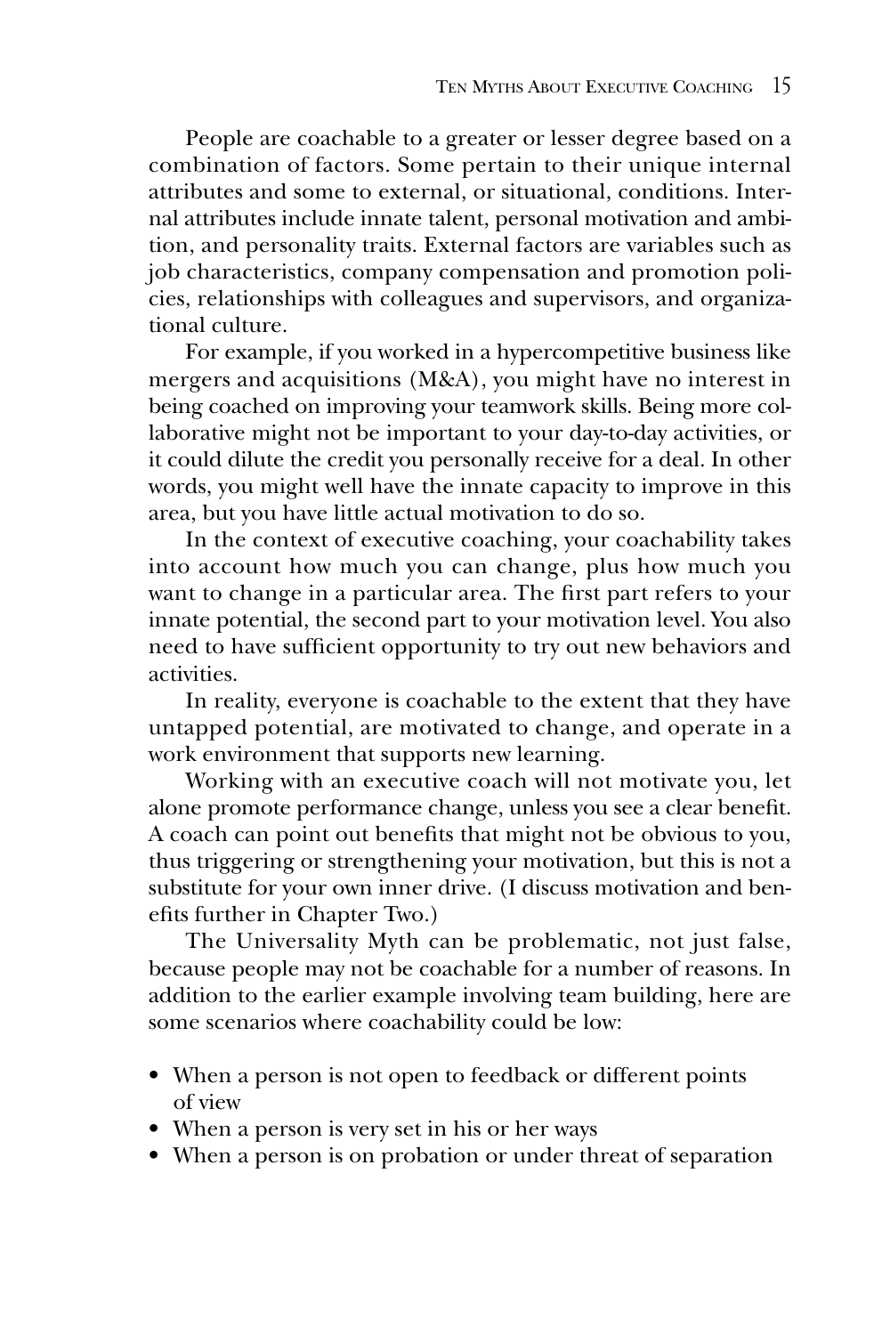People are coachable to a greater or lesser degree based on a combination of factors. Some pertain to their unique internal attributes and some to external, or situational, conditions. Internal attributes include innate talent, personal motivation and ambition, and personality traits. External factors are variables such as job characteristics, company compensation and promotion policies, relationships with colleagues and supervisors, and organizational culture.

For example, if you worked in a hypercompetitive business like mergers and acquisitions (M&A), you might have no interest in being coached on improving your teamwork skills. Being more collaborative might not be important to your day-to-day activities, or it could dilute the credit you personally receive for a deal. In other words, you might well have the innate capacity to improve in this area, but you have little actual motivation to do so.

In the context of executive coaching, your coachability takes into account how much you can change, plus how much you want to change in a particular area. The first part refers to your innate potential, the second part to your motivation level. You also need to have sufficient opportunity to try out new behaviors and activities.

In reality, everyone is coachable to the extent that they have untapped potential, are motivated to change, and operate in a work environment that supports new learning.

Working with an executive coach will not motivate you, let alone promote performance change, unless you see a clear benefit. A coach can point out benefits that might not be obvious to you, thus triggering or strengthening your motivation, but this is not a substitute for your own inner drive. (I discuss motivation and benefits further in Chapter Two.)

The Universality Myth can be problematic, not just false, because people may not be coachable for a number of reasons. In addition to the earlier example involving team building, here are some scenarios where coachability could be low:

- When a person is not open to feedback or different points of view
- When a person is very set in his or her ways
- When a person is on probation or under threat of separation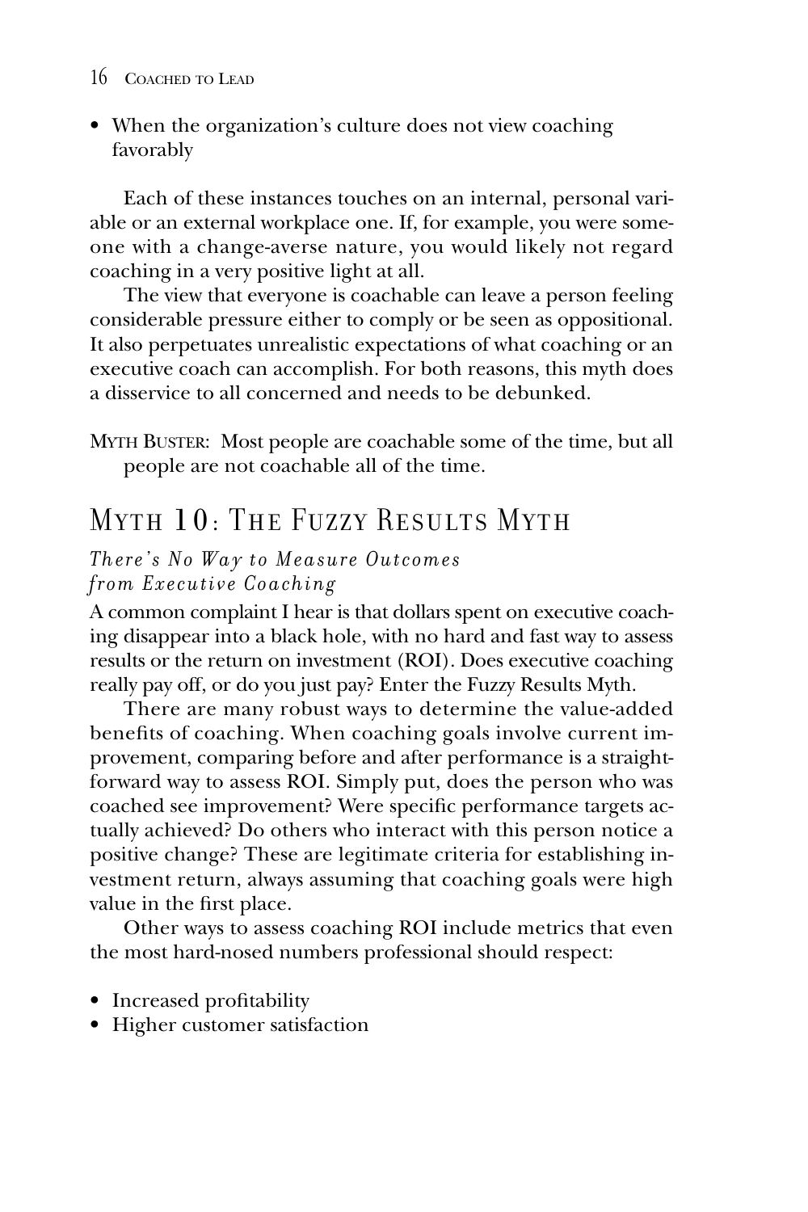- When the organization's culture does not view coaching favorably

Each of these instances touches on an internal, personal variable or an external workplace one. If, for example, you were someone with a change-averse nature, you would likely not regard coaching in a very positive light at all.

The view that everyone is coachable can leave a person feeling considerable pressure either to comply or be seen as oppositional. It also perpetuates unrealistic expectations of what coaching or an executive coach can accomplish. For both reasons, this myth does a disservice to all concerned and needs to be debunked.

MYTH BUSTER: Most people are coachable some of the time, but all people are not coachable all of the time.

## MYTH 10: THE FUZZY RESULTS MYTH

### *There's No Way to Measure Outcomes from Executive Coaching*

A common complaint I hear is that dollars spent on executive coaching disappear into a black hole, with no hard and fast way to assess results or the return on investment (ROI). Does executive coaching really pay off, or do you just pay? Enter the Fuzzy Results Myth.

There are many robust ways to determine the value-added benefits of coaching. When coaching goals involve current improvement, comparing before and after performance is a straightforward way to assess ROI. Simply put, does the person who was coached see improvement? Were specific performance targets actually achieved? Do others who interact with this person notice a positive change? These are legitimate criteria for establishing investment return, always assuming that coaching goals were high value in the first place.

Other ways to assess coaching ROI include metrics that even the most hard-nosed numbers professional should respect:

- Increased profitability
- Higher customer satisfaction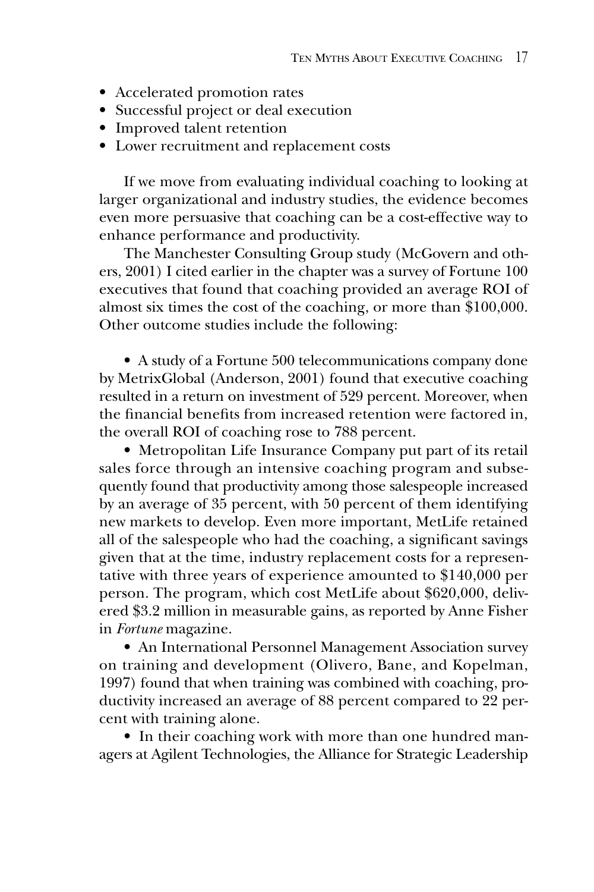- Accelerated promotion rates
- Successful project or deal execution
- Improved talent retention
- Lower recruitment and replacement costs

If we move from evaluating individual coaching to looking at larger organizational and industry studies, the evidence becomes even more persuasive that coaching can be a cost-effective way to enhance performance and productivity.

The Manchester Consulting Group study (McGovern and others, 2001) I cited earlier in the chapter was a survey of Fortune 100 executives that found that coaching provided an average ROI of almost six times the cost of the coaching, or more than $100,000. Other outcome studies include the following:

- A study of a Fortune 500 telecommunications company done by MetrixGlobal (Anderson, 2001) found that executive coaching resulted in a return on investment of 529 percent. Moreover, when the financial benefits from increased retention were factored in, the overall ROI of coaching rose to 788 percent.
- Metropolitan Life Insurance Company put part of its retail sales force through an intensive coaching program and subsequently found that productivity among those salespeople increased by an average of 35 percent, with 50 percent of them identifying new markets to develop. Even more important, MetLife retained all of the salespeople who had the coaching, a significant savings given that at the time, industry replacement costs for a representative with three years of experience amounted to $140,000 per person. The program, which cost MetLife about $620,000, delivered $3.2 million in measurable gains, as reported by Anne Fisher in *Fortune* magazine.
- An International Personnel Management Association survey on training and development (Olivero, Bane, and Kopelman, 1997) found that when training was combined with coaching, productivity increased an average of 88 percent compared to 22 percent with training alone.
- In their coaching work with more than one hundred managers at Agilent Technologies, the Alliance for Strategic Leadership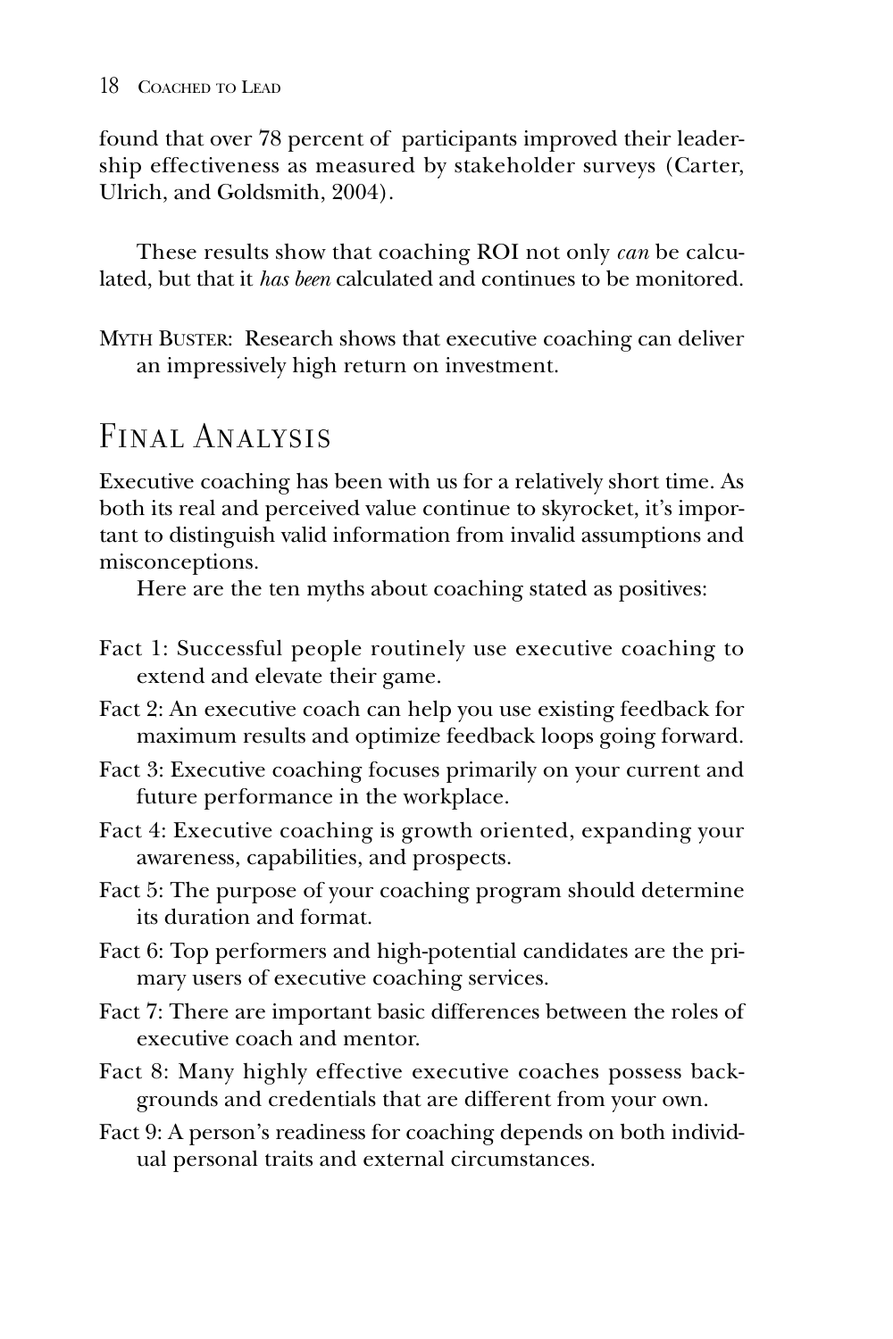found that over 78 percent of participants improved their leadership effectiveness as measured by stakeholder surveys (Carter, Ulrich, and Goldsmith, 2004).

These results show that coaching ROI not only *can* be calculated, but that it *has been* calculated and continues to be monitored.

Myth Buster: Research shows that executive coaching can deliver an impressively high return on investment.

## Final Analysis

Executive coaching has been with us for a relatively short time. As both its real and perceived value continue to skyrocket, it's important to distinguish valid information from invalid assumptions and misconceptions.

Here are the ten myths about coaching stated as positives:

Fact 1: Successful people routinely use executive coaching to extend and elevate their game.

Fact 2: An executive coach can help you use existing feedback for maximum results and optimize feedback loops going forward.

Fact 3: Executive coaching focuses primarily on your current and future performance in the workplace.

Fact 4: Executive coaching is growth oriented, expanding your awareness, capabilities, and prospects.

Fact 5: The purpose of your coaching program should determine its duration and format.

Fact 6: Top performers and high-potential candidates are the primary users of executive coaching services.

Fact 7: There are important basic differences between the roles of executive coach and mentor.

Fact 8: Many highly effective executive coaches possess backgrounds and credentials that are different from your own.

Fact 9: A person's readiness for coaching depends on both individual personal traits and external circumstances.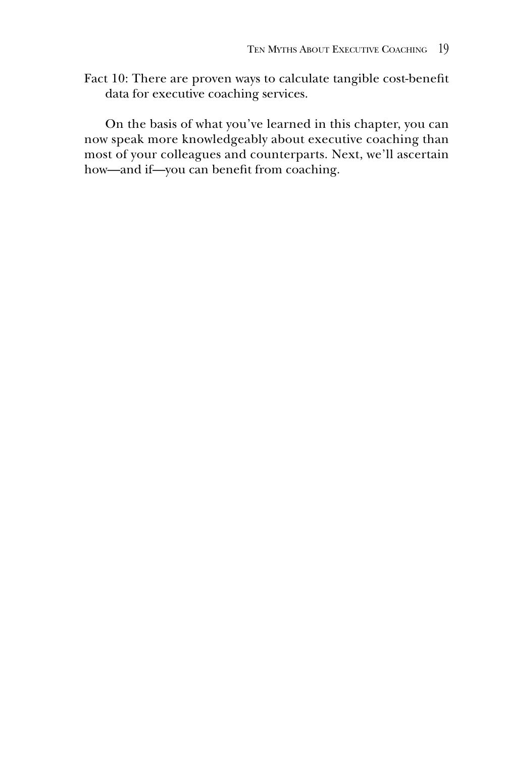Fact 10: There are proven ways to calculate tangible cost-benefit data for executive coaching services.

On the basis of what you've learned in this chapter, you can now speak more knowledgeably about executive coaching than most of your colleagues and counterparts. Next, we'll ascertain how—and if—you can benefit from coaching.